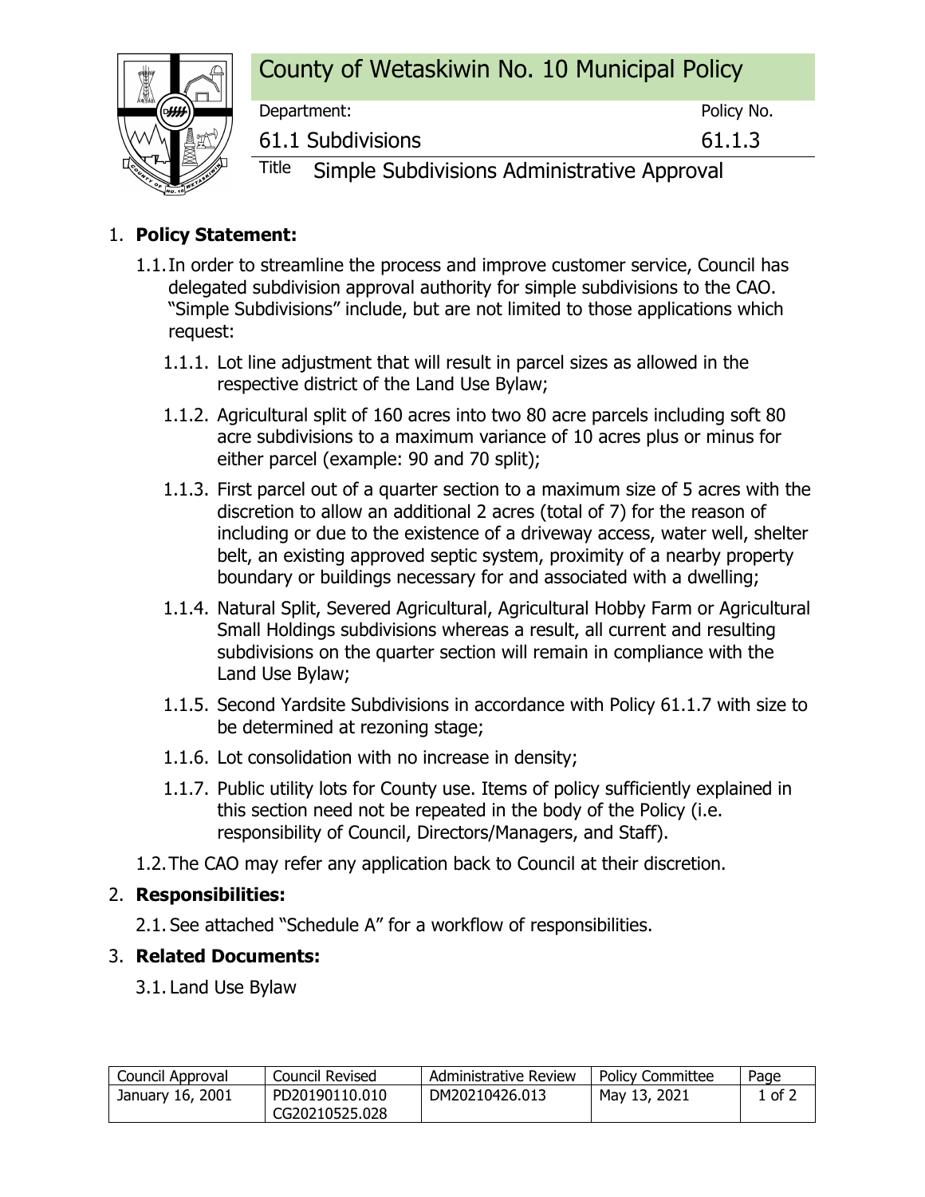# County of Wetaskiwin No. 10 Municipal Policy

| Department: | Policy No. |
|---|---|
| 61.1 Subdivisions | 61.1.3 |

**Title** Simple Subdivisions Administrative Approval

1. **Policy Statement:**

   1.1. In order to streamline the process and improve customer service, Council has delegated subdivision approval authority for simple subdivisions to the CAO. "Simple Subdivisions" include, but are not limited to those applications which request:

   1.1.1. Lot line adjustment that will result in parcel sizes as allowed in the respective district of the Land Use Bylaw;

   1.1.2. Agricultural split of 160 acres into two 80 acre parcels including soft 80 acre subdivisions to a maximum variance of 10 acres plus or minus for either parcel (example: 90 and 70 split);

   1.1.3. First parcel out of a quarter section to a maximum size of 5 acres with the discretion to allow an additional 2 acres (total of 7) for the reason of including or due to the existence of a driveway access, water well, shelter belt, an existing approved septic system, proximity of a nearby property boundary or buildings necessary for and associated with a dwelling;

   1.1.4. Natural Split, Severed Agricultural, Agricultural Hobby Farm or Agricultural Small Holdings subdivisions whereas a result, all current and resulting subdivisions on the quarter section will remain in compliance with the Land Use Bylaw;

   1.1.5. Second Yardsite Subdivisions in accordance with Policy 61.1.7 with size to be determined at rezoning stage;

   1.1.6. Lot consolidation with no increase in density;

   1.1.7. Public utility lots for County use. Items of policy sufficiently explained in this section need not be repeated in the body of the Policy (i.e. responsibility of Council, Directors/Managers, and Staff).

   1.2. The CAO may refer any application back to Council at their discretion.

2. **Responsibilities:**

   2.1. See attached "Schedule A" for a workflow of responsibilities.

3. **Related Documents:**

   3.1. Land Use Bylaw

| Council Approval | Council Revised | Administrative Review | Policy Committee | Page |
|---|---|---|---|---|
| January 16, 2001 | PD20190110.010 CG20210525.028 | DM20210426.013 | May 13, 2021 | 1 of 2 |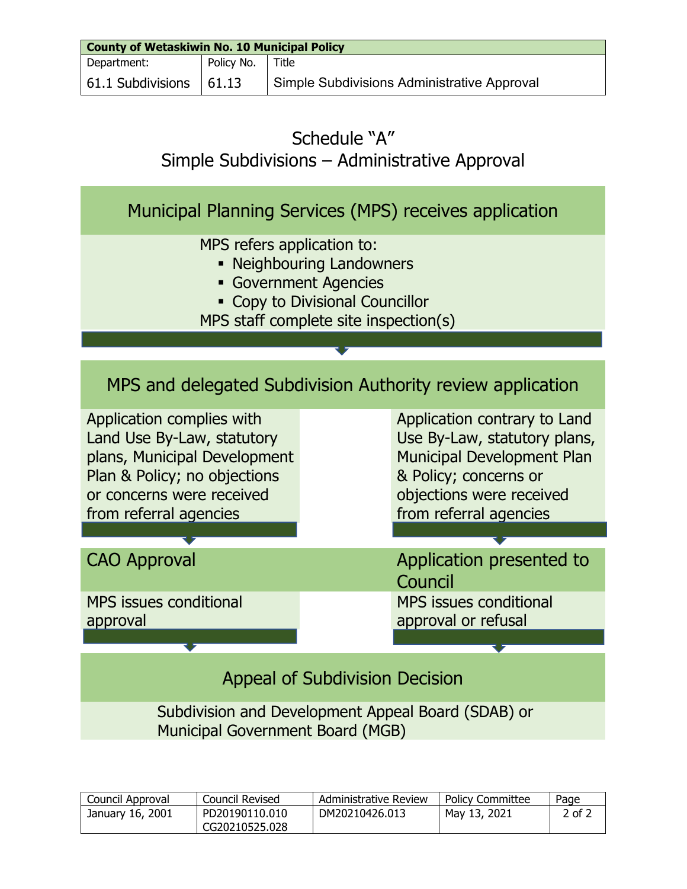| County of Wetaskiwin No. 10 Municipal Policy | | |
|---|---|---|
| Department: | Policy No. | Title |
| 61.1 Subdivisions | 61.13 | Simple Subdivisions Administrative Approval |

# Schedule "A"
## Simple Subdivisions – Administrative Approval

### Municipal Planning Services (MPS) receives application

MPS refers application to:

- Neighbouring Landowners
- Government Agencies
- Copy to Divisional Councillor

MPS staff complete site inspection(s)

### MPS and delegated Subdivision Authority review application

Application complies with Land Use By-Law, statutory plans, Municipal Development Plan & Policy; no objections or concerns were received from referral agencies

**CAO Approval**

MPS issues conditional approval

Application contrary to Land Use By-Law, statutory plans, Municipal Development Plan & Policy; concerns or objections were received from referral agencies

**Application presented to Council**

MPS issues conditional approval or refusal

### Appeal of Subdivision Decision

Subdivision and Development Appeal Board (SDAB) or Municipal Government Board (MGB)

| Council Approval | Council Revised | Administrative Review | Policy Committee |
|---|---|---|---|
| January 16, 2001 | PD20190110.010<br>CG20210525.028 | DM20210426.013 | May 13, 2021 |